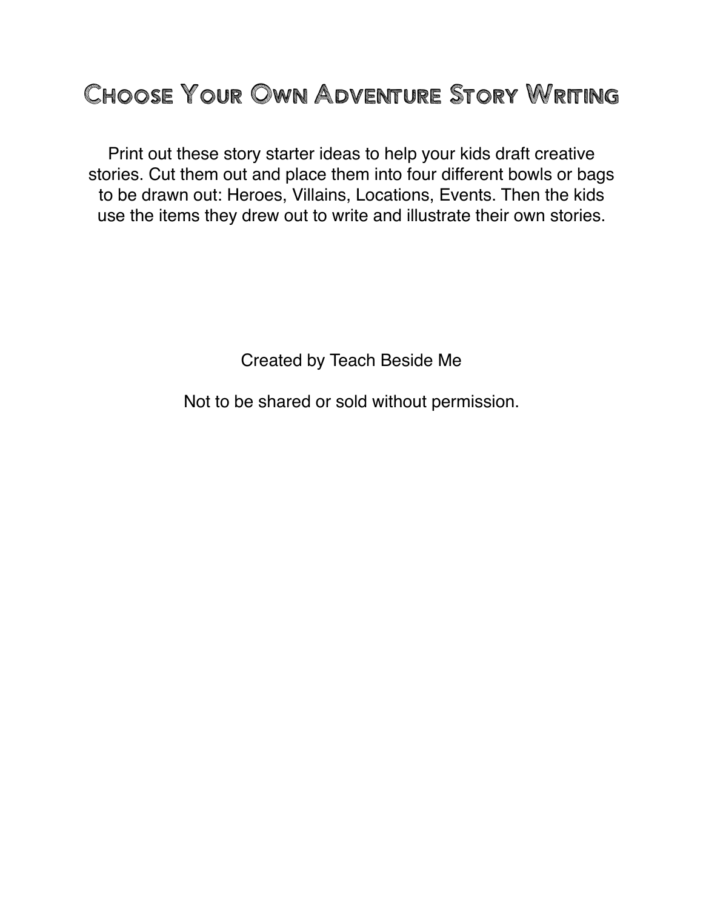# Choose Your Own Adventure Story Writing

Print out these story starter ideas to help your kids draft creative stories. Cut them out and place them into four different bowls or bags to be drawn out: Heroes, Villains, Locations, Events. Then the kids use the items they drew out to write and illustrate their own stories.

Created by Teach Beside Me

Not to be shared or sold without permission.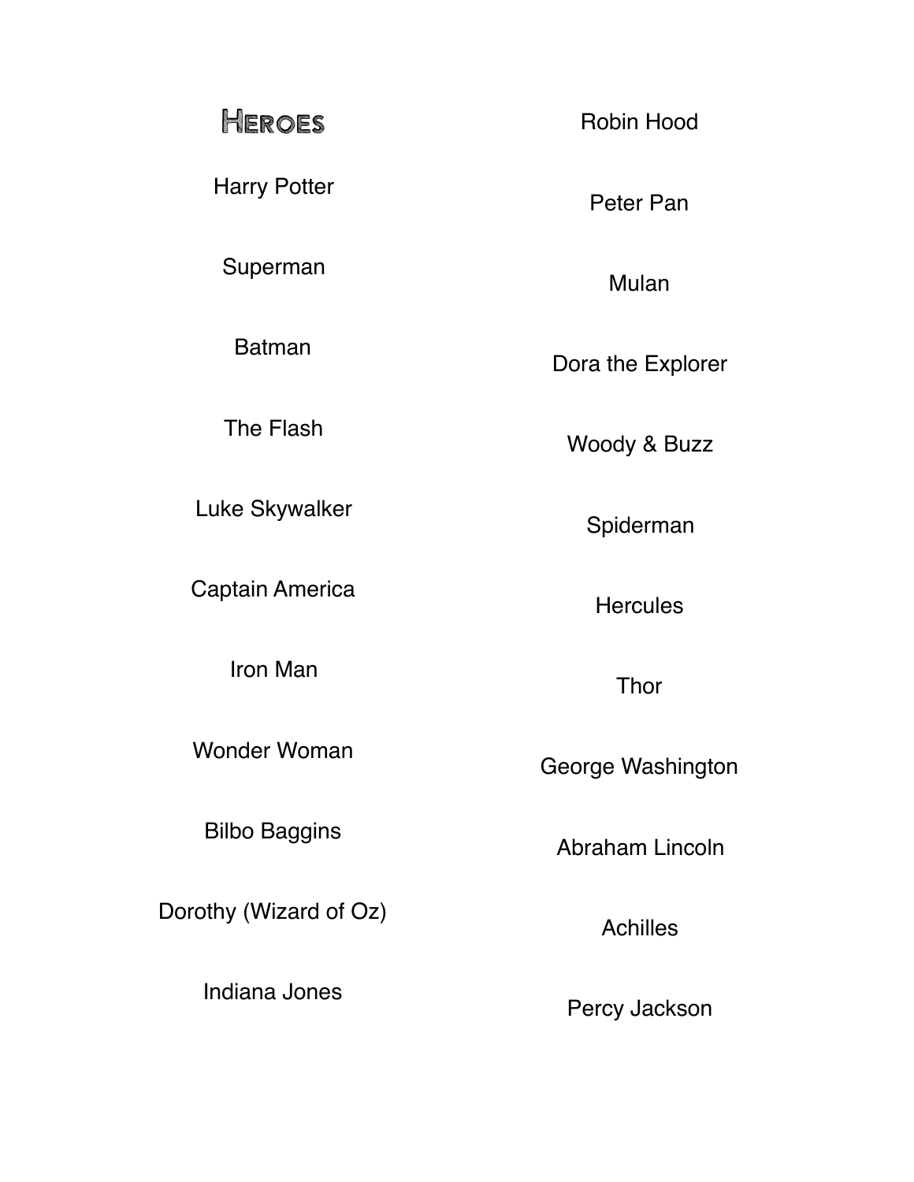## Heroes

Harry Potter

Superman

Batman

The Flash

Luke Skywalker

Captain America

Iron Man

Wonder Woman

Bilbo Baggins

Dorothy (Wizard of Oz)

Indiana Jones

Robin Hood

Peter Pan

Mulan

Dora the Explorer

Woody & Buzz

Spiderman

Hercules

Thor

George Washington

Abraham Lincoln

Achilles

Percy Jackson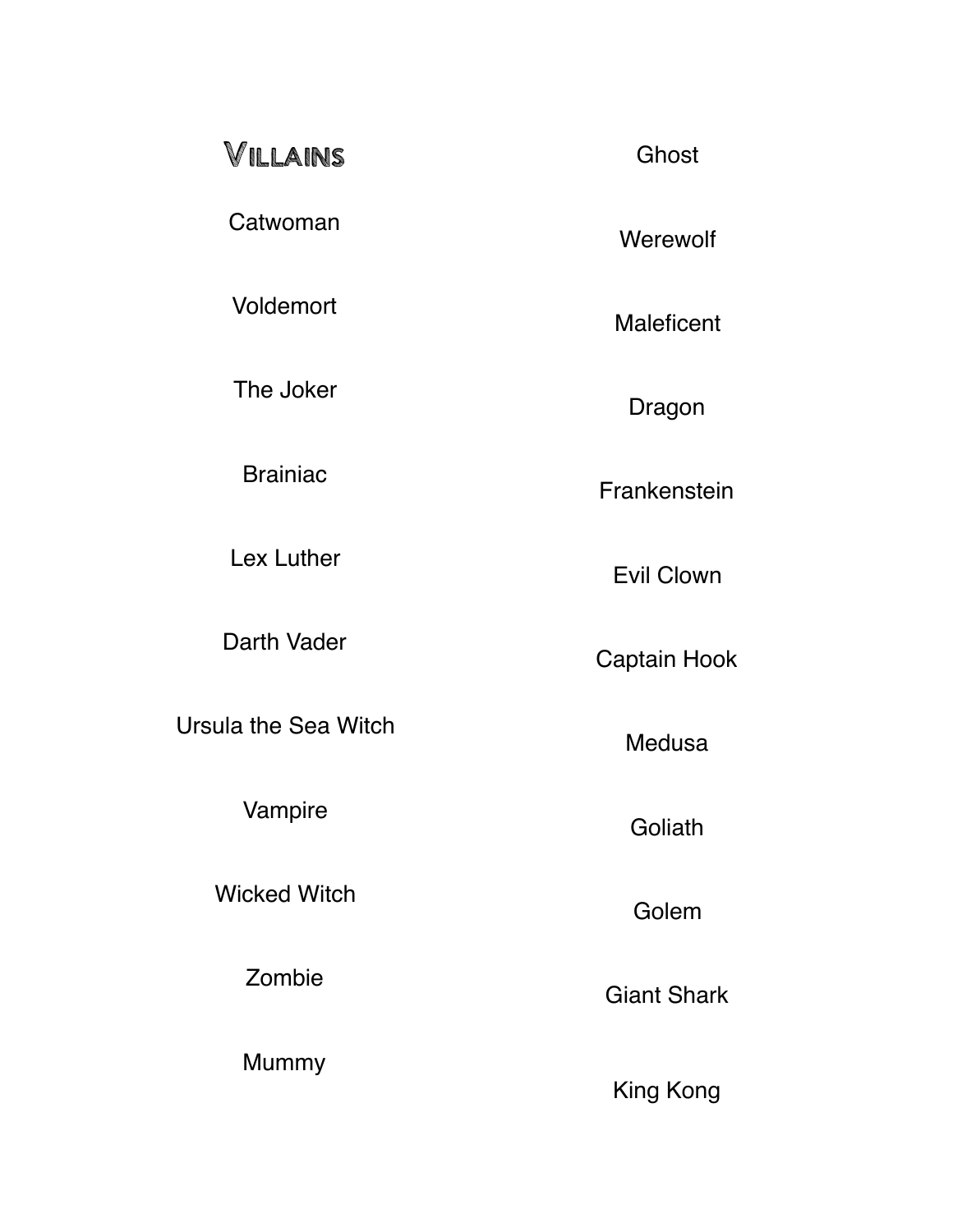# Villains

Catwoman

Voldemort

The Joker

Brainiac

Lex Luther

Darth Vader

Ursula the Sea Witch

Vampire

Wicked Witch

Zombie

Mummy

Ghost

Werewolf

Maleficent

Dragon

Frankenstein

Evil Clown

Captain Hook

Medusa

Goliath

Golem

Giant Shark

King Kong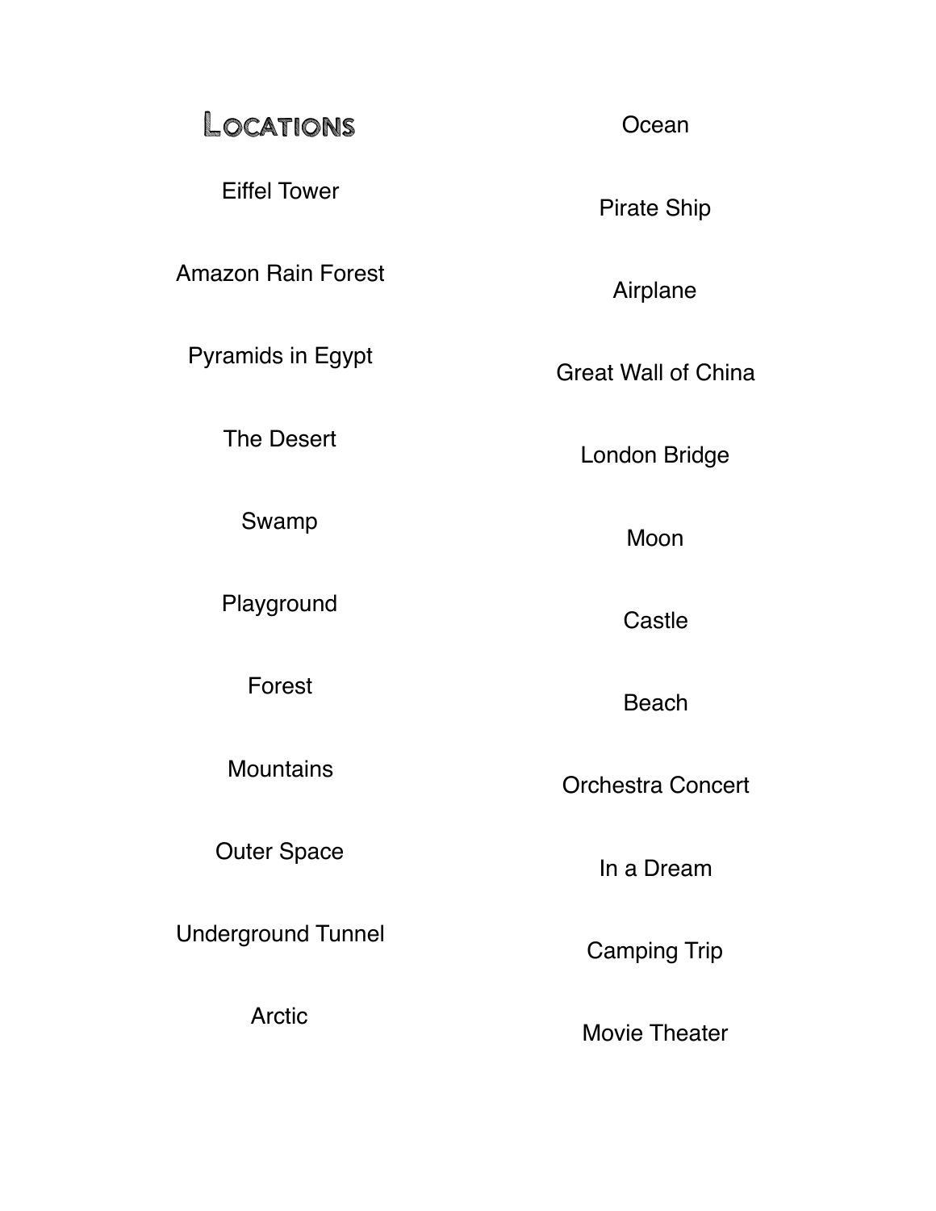## Locations

Eiffel Tower

Amazon Rain Forest

Pyramids in Egypt

The Desert

Swamp

Playground

Forest

Mountains

Outer Space

Underground Tunnel

Arctic

Ocean

Pirate Ship

Airplane

Great Wall of China

London Bridge

Moon

Castle

Beach

Orchestra Concert

In a Dream

Camping Trip

Movie Theater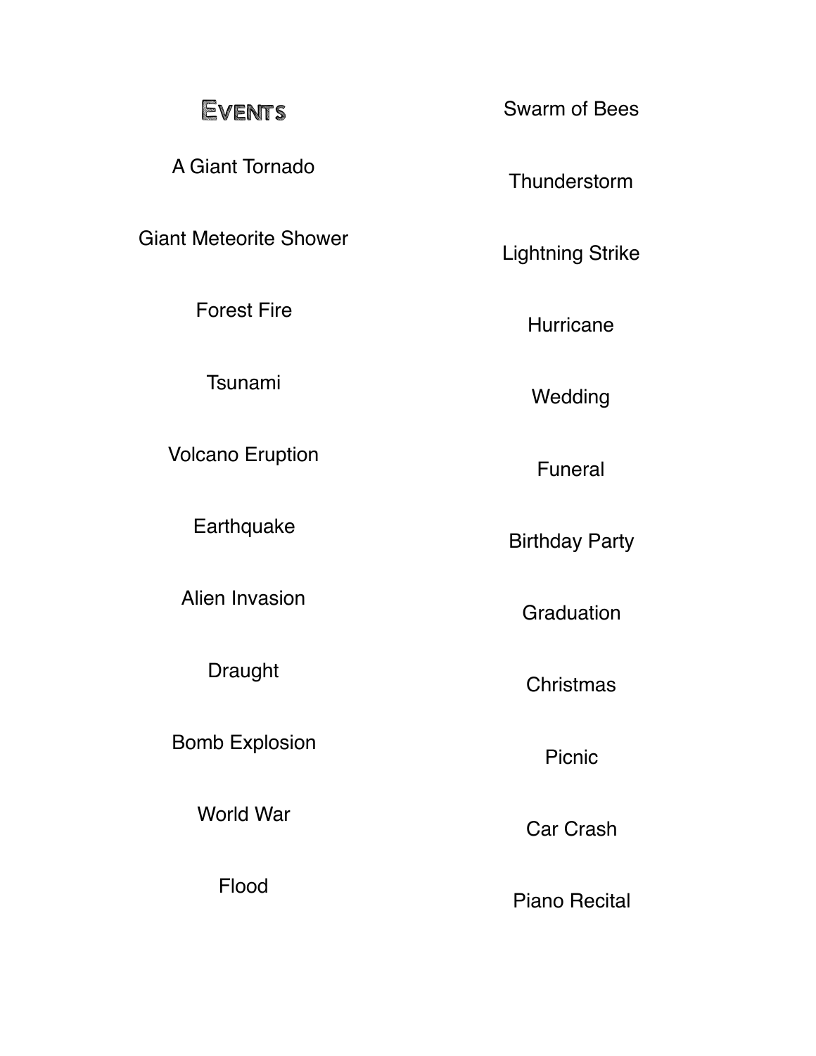# Events

A Giant Tornado

Giant Meteorite Shower

Forest Fire

Tsunami

Volcano Eruption

Earthquake

Alien Invasion

Draught

Bomb Explosion

World War

Flood

Swarm of Bees

Thunderstorm

Lightning Strike

Hurricane

Wedding

Funeral

Birthday Party

Graduation

Christmas

Picnic

Car Crash

Piano Recital